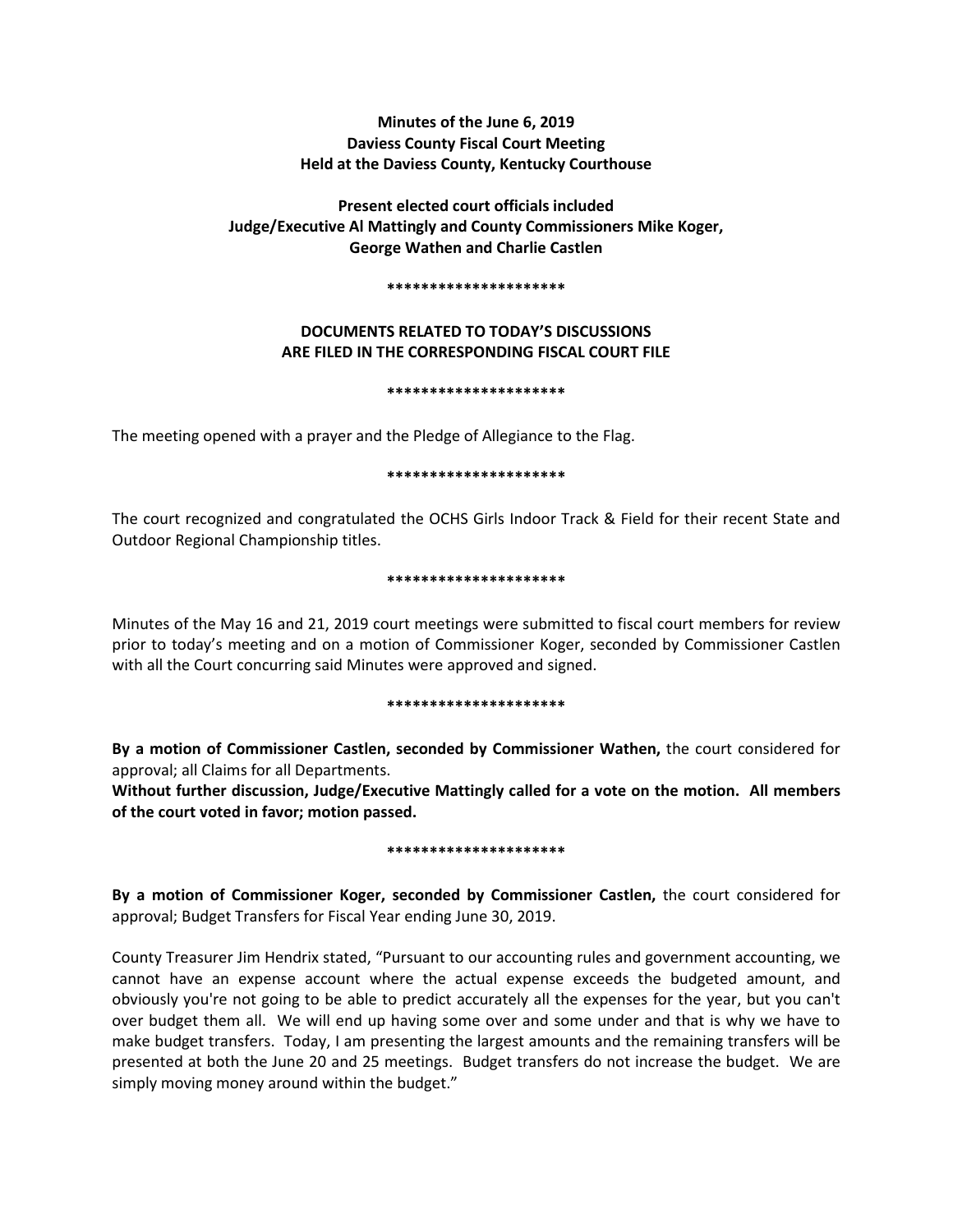**Minutes of the June 6, 2019**
**Daviess County Fiscal Court Meeting**
**Held at the Daviess County, Kentucky Courthouse**

**Present elected court officials included**
**Judge/Executive Al Mattingly and County Commissioners Mike Koger,**
**George Wathen and Charlie Castlen**

*********************

**DOCUMENTS RELATED TO TODAY'S DISCUSSIONS**
**ARE FILED IN THE CORRESPONDING FISCAL COURT FILE**

*********************

The meeting opened with a prayer and the Pledge of Allegiance to the Flag.

*********************

The court recognized and congratulated the OCHS Girls Indoor Track & Field for their recent State and Outdoor Regional Championship titles.

*********************

Minutes of the May 16 and 21, 2019 court meetings were submitted to fiscal court members for review prior to today's meeting and on a motion of Commissioner Koger, seconded by Commissioner Castlen with all the Court concurring said Minutes were approved and signed.

*********************

**By a motion of Commissioner Castlen, seconded by Commissioner Wathen,** the court considered for approval; all Claims for all Departments.

**Without further discussion, Judge/Executive Mattingly called for a vote on the motion. All members of the court voted in favor; motion passed.**

*********************

**By a motion of Commissioner Koger, seconded by Commissioner Castlen,** the court considered for approval; Budget Transfers for Fiscal Year ending June 30, 2019.

County Treasurer Jim Hendrix stated, "Pursuant to our accounting rules and government accounting, we cannot have an expense account where the actual expense exceeds the budgeted amount, and obviously you're not going to be able to predict accurately all the expenses for the year, but you can't over budget them all. We will end up having some over and some under and that is why we have to make budget transfers. Today, I am presenting the largest amounts and the remaining transfers will be presented at both the June 20 and 25 meetings. Budget transfers do not increase the budget. We are simply moving money around within the budget."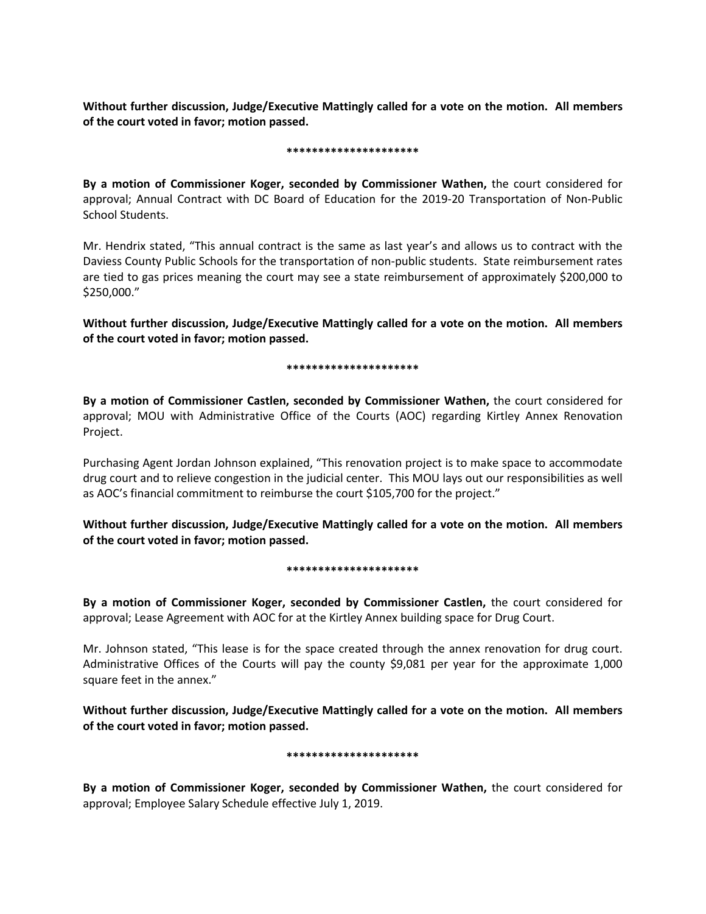**Without further discussion, Judge/Executive Mattingly called for a vote on the motion. All members of the court voted in favor; motion passed.**

**********************

**By a motion of Commissioner Koger, seconded by Commissioner Wathen,** the court considered for approval; Annual Contract with DC Board of Education for the 2019-20 Transportation of Non-Public School Students.

Mr. Hendrix stated, "This annual contract is the same as last year's and allows us to contract with the Daviess County Public Schools for the transportation of non-public students. State reimbursement rates are tied to gas prices meaning the court may see a state reimbursement of approximately $200,000 to $250,000."

**Without further discussion, Judge/Executive Mattingly called for a vote on the motion. All members of the court voted in favor; motion passed.**

**********************

**By a motion of Commissioner Castlen, seconded by Commissioner Wathen,** the court considered for approval; MOU with Administrative Office of the Courts (AOC) regarding Kirtley Annex Renovation Project.

Purchasing Agent Jordan Johnson explained, "This renovation project is to make space to accommodate drug court and to relieve congestion in the judicial center. This MOU lays out our responsibilities as well as AOC's financial commitment to reimburse the court $105,700 for the project."

**Without further discussion, Judge/Executive Mattingly called for a vote on the motion. All members of the court voted in favor; motion passed.**

**********************

**By a motion of Commissioner Koger, seconded by Commissioner Castlen,** the court considered for approval; Lease Agreement with AOC for at the Kirtley Annex building space for Drug Court.

Mr. Johnson stated, "This lease is for the space created through the annex renovation for drug court. Administrative Offices of the Courts will pay the county $9,081 per year for the approximate 1,000 square feet in the annex."

**Without further discussion, Judge/Executive Mattingly called for a vote on the motion. All members of the court voted in favor; motion passed.**

**********************

**By a motion of Commissioner Koger, seconded by Commissioner Wathen,** the court considered for approval; Employee Salary Schedule effective July 1, 2019.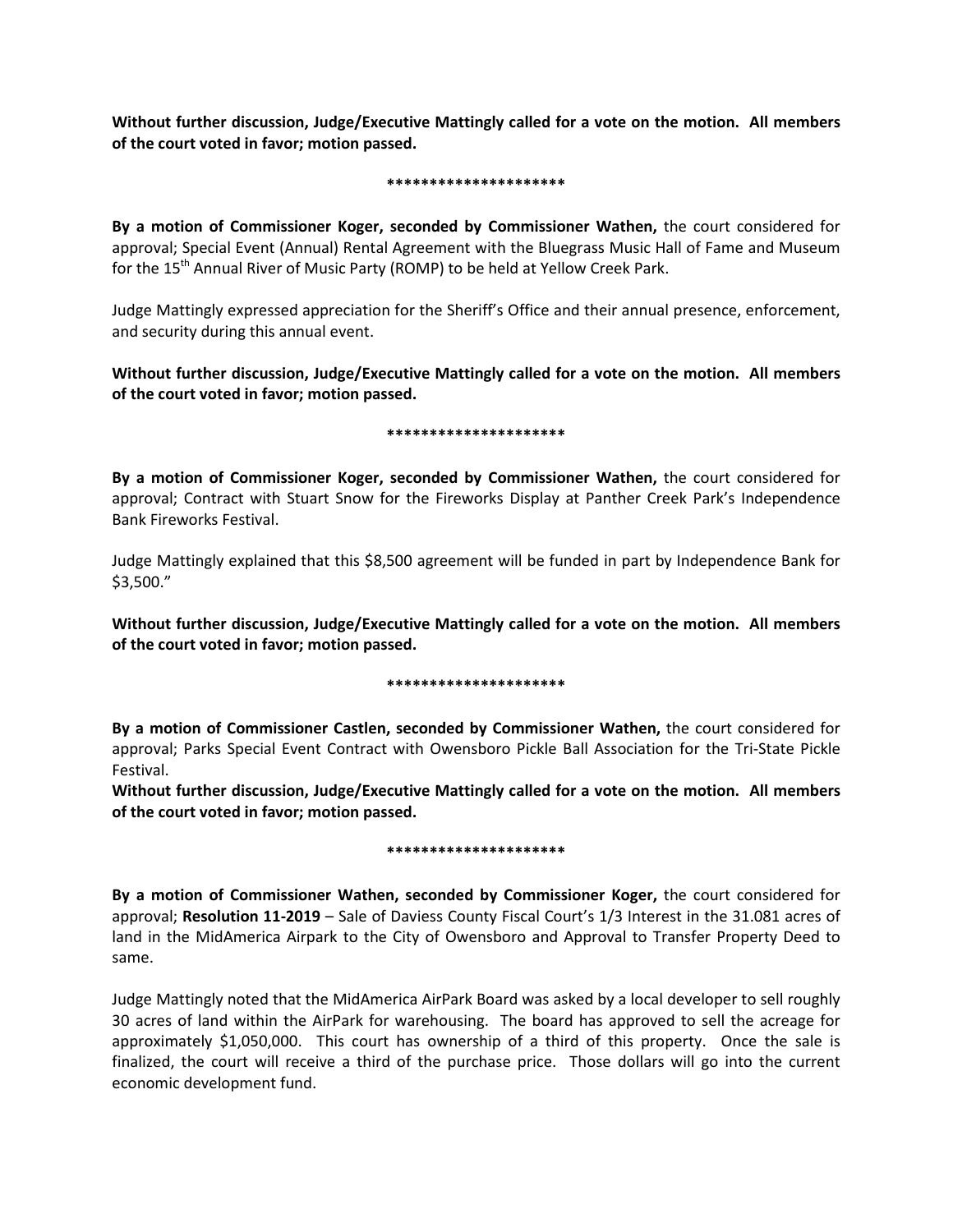**Without further discussion, Judge/Executive Mattingly called for a vote on the motion. All members of the court voted in favor; motion passed.**

*********************

**By a motion of Commissioner Koger, seconded by Commissioner Wathen,** the court considered for approval; Special Event (Annual) Rental Agreement with the Bluegrass Music Hall of Fame and Museum for the 15th Annual River of Music Party (ROMP) to be held at Yellow Creek Park.

Judge Mattingly expressed appreciation for the Sheriff's Office and their annual presence, enforcement, and security during this annual event.

**Without further discussion, Judge/Executive Mattingly called for a vote on the motion. All members of the court voted in favor; motion passed.**

*********************

**By a motion of Commissioner Koger, seconded by Commissioner Wathen,** the court considered for approval; Contract with Stuart Snow for the Fireworks Display at Panther Creek Park's Independence Bank Fireworks Festival.

Judge Mattingly explained that this $8,500 agreement will be funded in part by Independence Bank for $3,500."

**Without further discussion, Judge/Executive Mattingly called for a vote on the motion. All members of the court voted in favor; motion passed.**

*********************

**By a motion of Commissioner Castlen, seconded by Commissioner Wathen,** the court considered for approval; Parks Special Event Contract with Owensboro Pickle Ball Association for the Tri-State Pickle Festival.

**Without further discussion, Judge/Executive Mattingly called for a vote on the motion. All members of the court voted in favor; motion passed.**

*********************

**By a motion of Commissioner Wathen, seconded by Commissioner Koger,** the court considered for approval; **Resolution 11-2019** – Sale of Daviess County Fiscal Court's 1/3 Interest in the 31.081 acres of land in the MidAmerica Airpark to the City of Owensboro and Approval to Transfer Property Deed to same.

Judge Mattingly noted that the MidAmerica AirPark Board was asked by a local developer to sell roughly 30 acres of land within the AirPark for warehousing. The board has approved to sell the acreage for approximately $1,050,000. This court has ownership of a third of this property. Once the sale is finalized, the court will receive a third of the purchase price. Those dollars will go into the current economic development fund.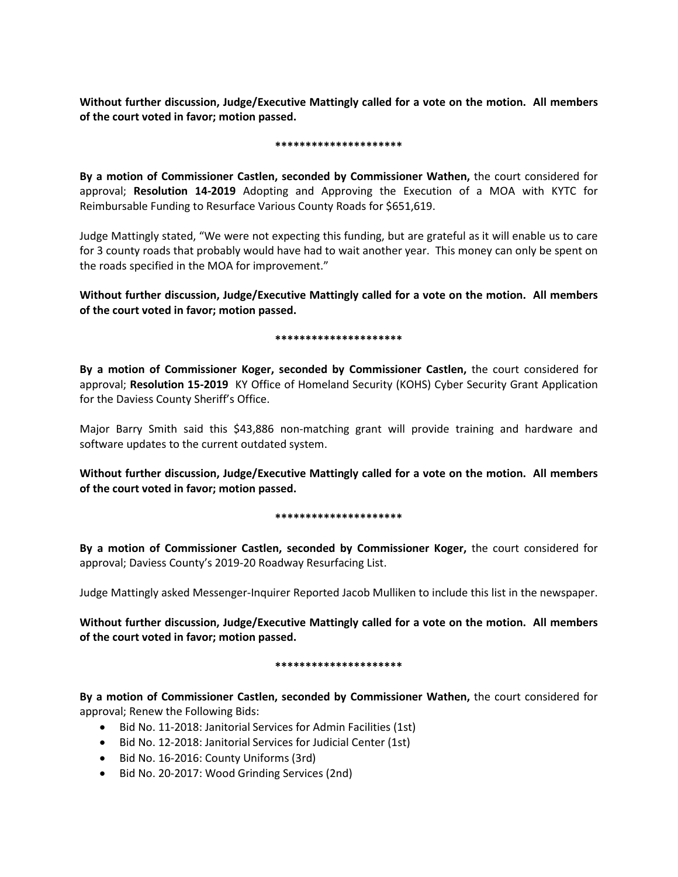**Without further discussion, Judge/Executive Mattingly called for a vote on the motion. All members of the court voted in favor; motion passed.**

**********************

**By a motion of Commissioner Castlen, seconded by Commissioner Wathen,** the court considered for approval; **Resolution 14-2019** Adopting and Approving the Execution of a MOA with KYTC for Reimbursable Funding to Resurface Various County Roads for $651,619.

Judge Mattingly stated, "We were not expecting this funding, but are grateful as it will enable us to care for 3 county roads that probably would have had to wait another year. This money can only be spent on the roads specified in the MOA for improvement."

**Without further discussion, Judge/Executive Mattingly called for a vote on the motion. All members of the court voted in favor; motion passed.**

**********************

**By a motion of Commissioner Koger, seconded by Commissioner Castlen,** the court considered for approval; **Resolution 15-2019** KY Office of Homeland Security (KOHS) Cyber Security Grant Application for the Daviess County Sheriff's Office.

Major Barry Smith said this $43,886 non-matching grant will provide training and hardware and software updates to the current outdated system.

**Without further discussion, Judge/Executive Mattingly called for a vote on the motion. All members of the court voted in favor; motion passed.**

**********************

**By a motion of Commissioner Castlen, seconded by Commissioner Koger,** the court considered for approval; Daviess County's 2019-20 Roadway Resurfacing List.

Judge Mattingly asked Messenger-Inquirer Reported Jacob Mulliken to include this list in the newspaper.

**Without further discussion, Judge/Executive Mattingly called for a vote on the motion. All members of the court voted in favor; motion passed.**

**********************

**By a motion of Commissioner Castlen, seconded by Commissioner Wathen,** the court considered for approval; Renew the Following Bids:

- Bid No. 11-2018: Janitorial Services for Admin Facilities (1st)
- Bid No. 12-2018: Janitorial Services for Judicial Center (1st)
- Bid No. 16-2016: County Uniforms (3rd)
- Bid No. 20-2017: Wood Grinding Services (2nd)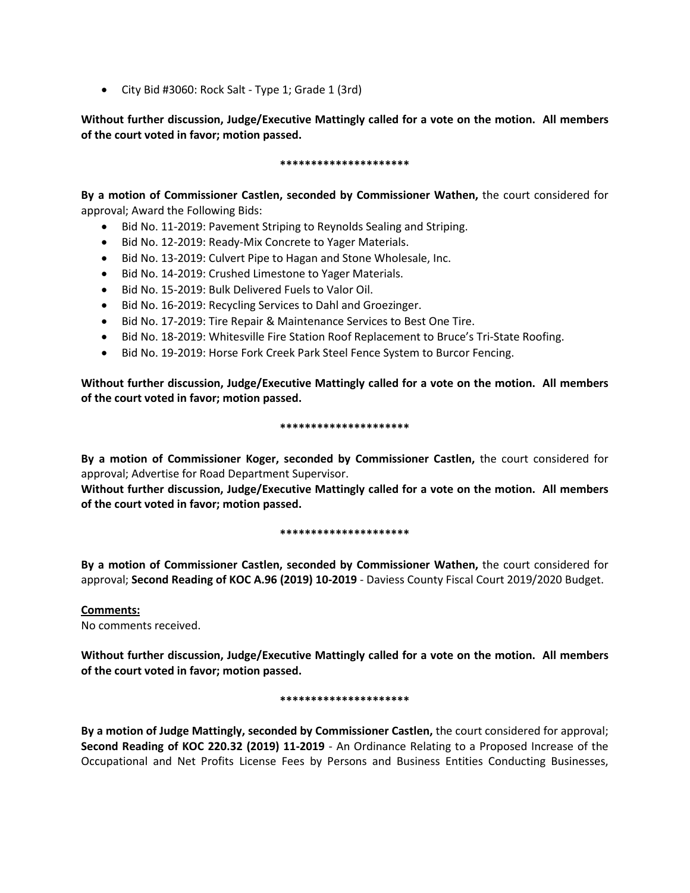- City Bid #3060: Rock Salt - Type 1; Grade 1 (3rd)

**Without further discussion, Judge/Executive Mattingly called for a vote on the motion. All members of the court voted in favor; motion passed.**

*********************

**By a motion of Commissioner Castlen, seconded by Commissioner Wathen,** the court considered for approval; Award the Following Bids:

- Bid No. 11-2019: Pavement Striping to Reynolds Sealing and Striping.
- Bid No. 12-2019: Ready-Mix Concrete to Yager Materials.
- Bid No. 13-2019: Culvert Pipe to Hagan and Stone Wholesale, Inc.
- Bid No. 14-2019: Crushed Limestone to Yager Materials.
- Bid No. 15-2019: Bulk Delivered Fuels to Valor Oil.
- Bid No. 16-2019: Recycling Services to Dahl and Groezinger.
- Bid No. 17-2019: Tire Repair & Maintenance Services to Best One Tire.
- Bid No. 18-2019: Whitesville Fire Station Roof Replacement to Bruce's Tri-State Roofing.
- Bid No. 19-2019: Horse Fork Creek Park Steel Fence System to Burcor Fencing.

**Without further discussion, Judge/Executive Mattingly called for a vote on the motion. All members of the court voted in favor; motion passed.**

*********************

**By a motion of Commissioner Koger, seconded by Commissioner Castlen,** the court considered for approval; Advertise for Road Department Supervisor.

**Without further discussion, Judge/Executive Mattingly called for a vote on the motion. All members of the court voted in favor; motion passed.**

*********************

**By a motion of Commissioner Castlen, seconded by Commissioner Wathen,** the court considered for approval; **Second Reading of KOC A.96 (2019) 10-2019** - Daviess County Fiscal Court 2019/2020 Budget.

**Comments:**

No comments received.

**Without further discussion, Judge/Executive Mattingly called for a vote on the motion. All members of the court voted in favor; motion passed.**

*********************

**By a motion of Judge Mattingly, seconded by Commissioner Castlen,** the court considered for approval; **Second Reading of KOC 220.32 (2019) 11-2019** - An Ordinance Relating to a Proposed Increase of the Occupational and Net Profits License Fees by Persons and Business Entities Conducting Businesses,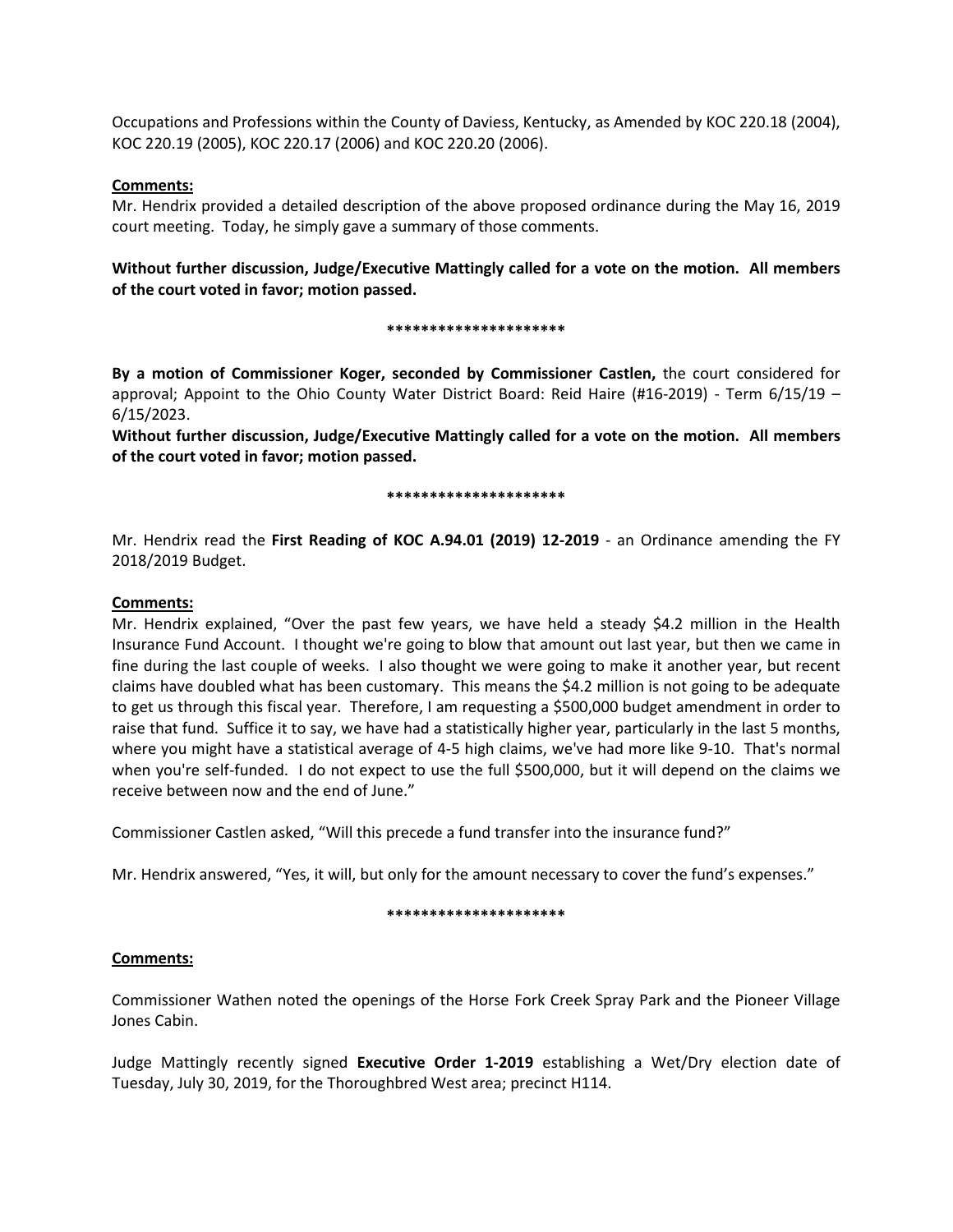Occupations and Professions within the County of Daviess, Kentucky, as Amended by KOC 220.18 (2004), KOC 220.19 (2005), KOC 220.17 (2006) and KOC 220.20 (2006).

**Comments:**

Mr. Hendrix provided a detailed description of the above proposed ordinance during the May 16, 2019 court meeting. Today, he simply gave a summary of those comments.

**Without further discussion, Judge/Executive Mattingly called for a vote on the motion. All members of the court voted in favor; motion passed.**

**\*\*\*\*\*\*\*\*\*\*\*\*\*\*\*\*\*\*\*\*\***

**By a motion of Commissioner Koger, seconded by Commissioner Castlen,** the court considered for approval; Appoint to the Ohio County Water District Board: Reid Haire (#16-2019) - Term 6/15/19 – 6/15/2023.

**Without further discussion, Judge/Executive Mattingly called for a vote on the motion. All members of the court voted in favor; motion passed.**

**\*\*\*\*\*\*\*\*\*\*\*\*\*\*\*\*\*\*\*\*\***

Mr. Hendrix read the **First Reading of KOC A.94.01 (2019) 12-2019** - an Ordinance amending the FY 2018/2019 Budget.

**Comments:**

Mr. Hendrix explained, "Over the past few years, we have held a steady $4.2 million in the Health Insurance Fund Account. I thought we're going to blow that amount out last year, but then we came in fine during the last couple of weeks. I also thought we were going to make it another year, but recent claims have doubled what has been customary. This means the $4.2 million is not going to be adequate to get us through this fiscal year. Therefore, I am requesting a $500,000 budget amendment in order to raise that fund. Suffice it to say, we have had a statistically higher year, particularly in the last 5 months, where you might have a statistical average of 4-5 high claims, we've had more like 9-10. That's normal when you're self-funded. I do not expect to use the full $500,000, but it will depend on the claims we receive between now and the end of June."

Commissioner Castlen asked, "Will this precede a fund transfer into the insurance fund?"

Mr. Hendrix answered, "Yes, it will, but only for the amount necessary to cover the fund's expenses."

**\*\*\*\*\*\*\*\*\*\*\*\*\*\*\*\*\*\*\*\*\***

**Comments:**

Commissioner Wathen noted the openings of the Horse Fork Creek Spray Park and the Pioneer Village Jones Cabin.

Judge Mattingly recently signed **Executive Order 1-2019** establishing a Wet/Dry election date of Tuesday, July 30, 2019, for the Thoroughbred West area; precinct H114.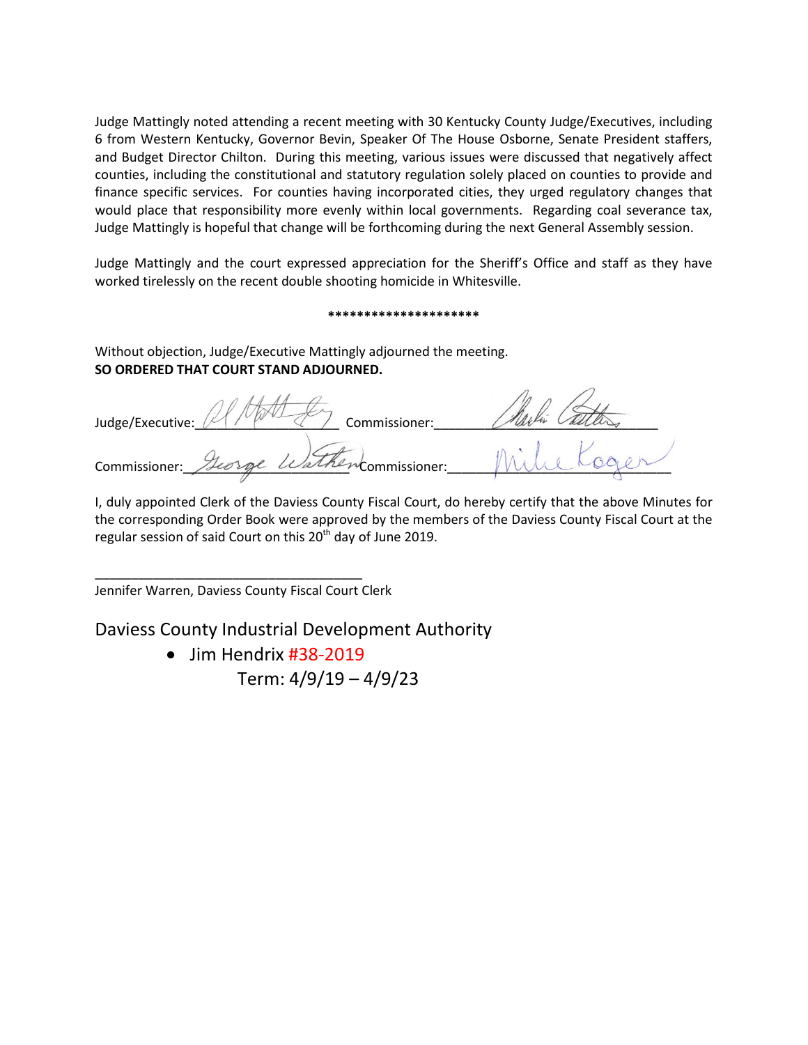Judge Mattingly noted attending a recent meeting with 30 Kentucky County Judge/Executives, including 6 from Western Kentucky, Governor Bevin, Speaker Of The House Osborne, Senate President staffers, and Budget Director Chilton. During this meeting, various issues were discussed that negatively affect counties, including the constitutional and statutory regulation solely placed on counties to provide and finance specific services. For counties having incorporated cities, they urged regulatory changes that would place that responsibility more evenly within local governments. Regarding coal severance tax, Judge Mattingly is hopeful that change will be forthcoming during the next General Assembly session.

Judge Mattingly and the court expressed appreciation for the Sheriff's Office and staff as they have worked tirelessly on the recent double shooting homicide in Whitesville.

*********************

Without objection, Judge/Executive Mattingly adjourned the meeting.
**SO ORDERED THAT COURT STAND ADJOURNED.**

Judge/Executive:___________________ Commissioner:___________________

Commissioner:___________________ Commissioner:___________________

I, duly appointed Clerk of the Daviess County Fiscal Court, do hereby certify that the above Minutes for the corresponding Order Book were approved by the members of the Daviess County Fiscal Court at the regular session of said Court on this 20th day of June 2019.

___________________________________
Jennifer Warren, Daviess County Fiscal Court Clerk

Daviess County Industrial Development Authority

- Jim Hendrix #38-2019
  Term: 4/9/19 – 4/9/23